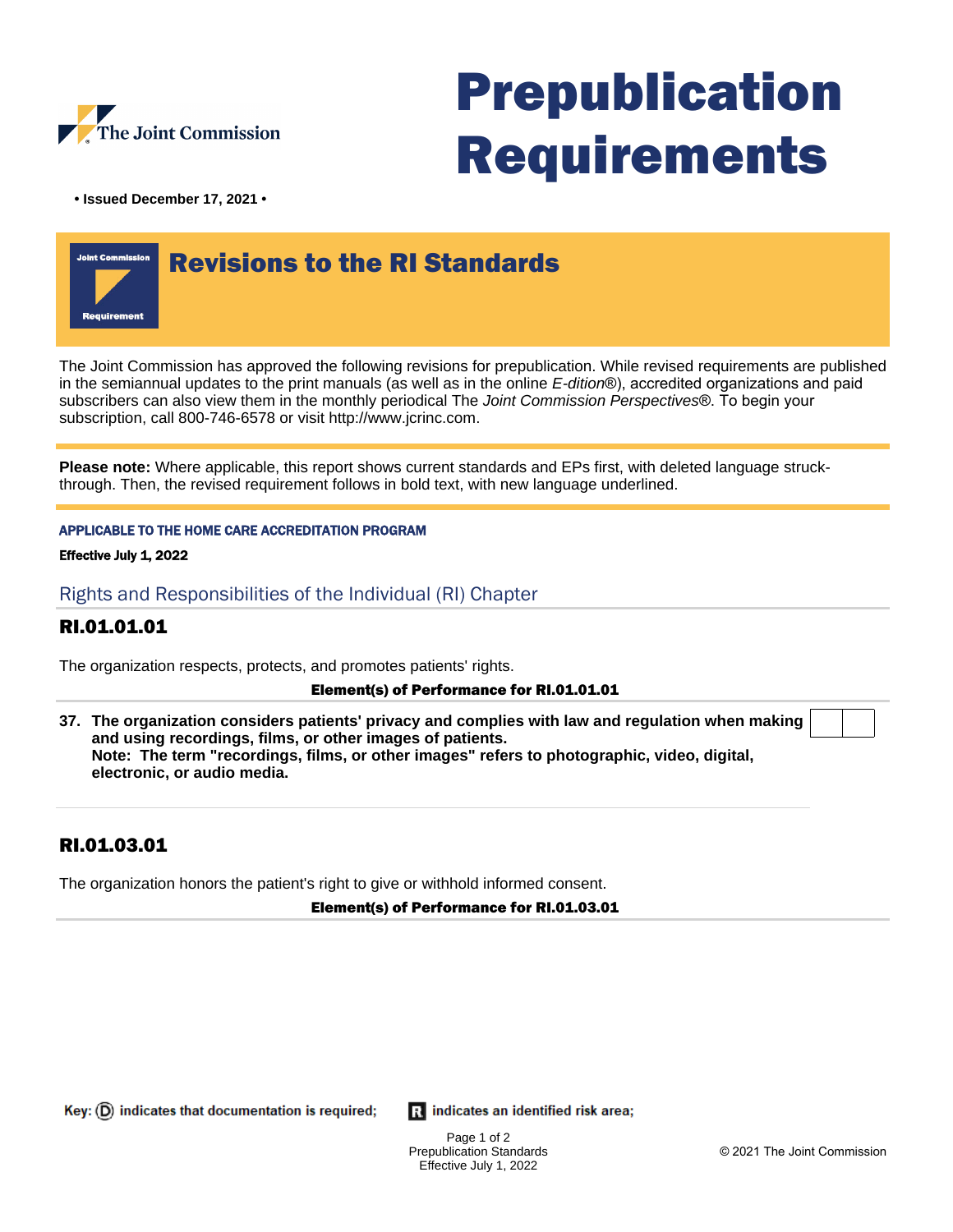The Joint Commission

# Prepublication Requirements

**• Issued December 17, 2021 •**

Joint Commission Requirement

## Revisions to the RI Standards

The Joint Commission has approved the following revisions for prepublication. While revised requirements are published in the semiannual updates to the print manuals (as well as in the online *E-dition*®), accredited organizations and paid subscribers can also view them in the monthly periodical The *Joint Commission Perspectives*®. To begin your subscription, call 800-746-6578 or visit http://www.jcrinc.com.

**Please note:** Where applicable, this report shows current standards and EPs first, with deleted language struck-through. Then, the revised requirement follows in bold text, with new language underlined.

**APPLICABLE TO THE HOME CARE ACCREDITATION PROGRAM**

**Effective July 1, 2022**

### Rights and Responsibilities of the Individual (RI) Chapter

#### RI.01.01.01

The organization respects, protects, and promotes patients' rights.

**Element(s) of Performance for RI.01.01.01**

**37. The organization considers patients' privacy and complies with law and regulation when making and using recordings, films, or other images of patients.**
**Note: The term "recordings, films, or other images" refers to photographic, video, digital, electronic, or audio media.**

#### RI.01.03.01

The organization honors the patient's right to give or withhold informed consent.

**Element(s) of Performance for RI.01.03.01**

Key: (D) indicates that documentation is required; R indicates an identified risk area;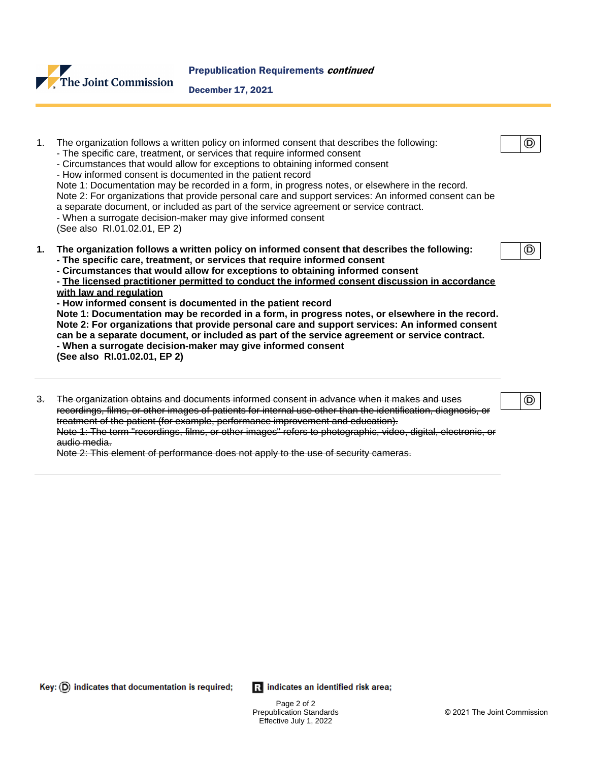1. The organization follows a written policy on informed consent that describes the following:
   - The specific care, treatment, or services that require informed consent
   - Circumstances that would allow for exceptions to obtaining informed consent
   - How informed consent is documented in the patient record
   Note 1: Documentation may be recorded in a form, in progress notes, or elsewhere in the record.
   Note 2: For organizations that provide personal care and support services: An informed consent can be a separate document, or included as part of the service agreement or service contract.
   - When a surrogate decision-maker may give informed consent
   (See also RI.01.02.01, EP 2)

   Ⓓ

**1. The organization follows a written policy on informed consent that describes the following:**
**- The specific care, treatment, or services that require informed consent**
**- Circumstances that would allow for exceptions to obtaining informed consent**
**- <u>The licensed practitioner permitted to conduct the informed consent discussion in accordance with law and regulation</u>**
**- How informed consent is documented in the patient record**
**Note 1: Documentation may be recorded in a form, in progress notes, or elsewhere in the record.**
**Note 2: For organizations that provide personal care and support services: An informed consent can be a separate document, or included as part of the service agreement or service contract.**
**- When a surrogate decision-maker may give informed consent**
**(See also RI.01.02.01, EP 2)**

Ⓓ

---

~~3. The organization obtains and documents informed consent in advance when it makes and uses recordings, films, or other images of patients for internal use other than the identification, diagnosis, or treatment of the patient (for example, performance improvement and education).~~
~~Note 1: The term "recordings, films, or other images" refers to photographic, video, digital, electronic, or audio media.~~
~~Note 2: This element of performance does not apply to the use of security cameras.~~

Ⓓ

---

Key: Ⓓ indicates that documentation is required; **R** indicates an identified risk area;